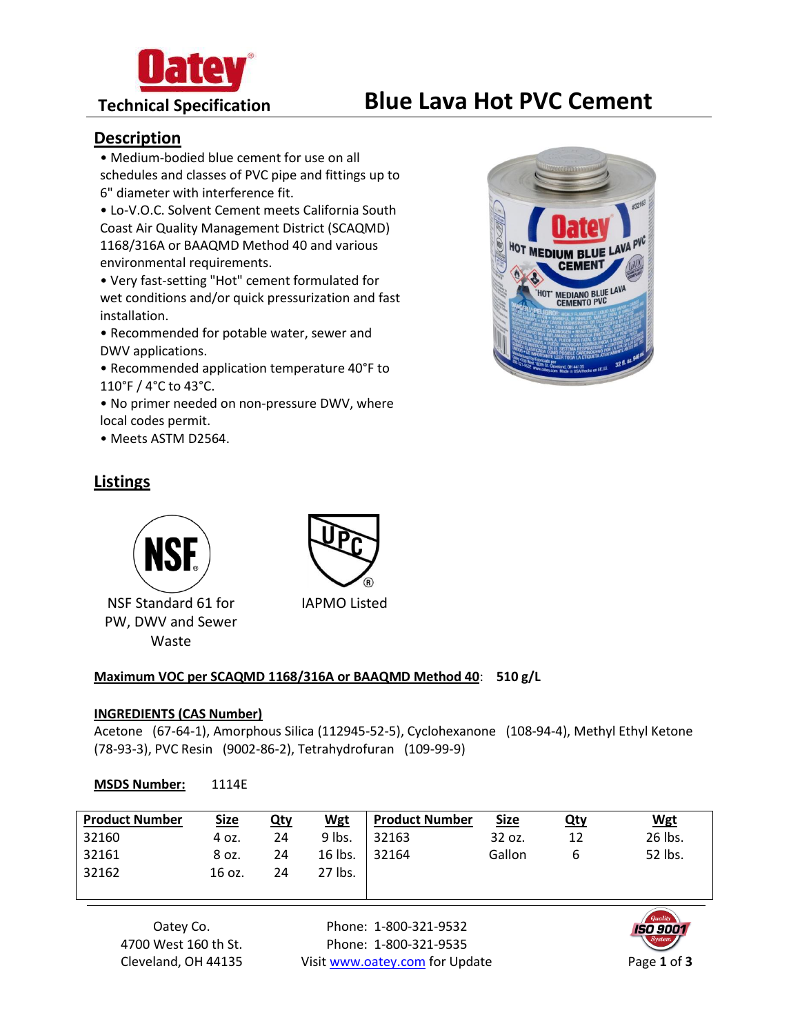Oatey

Technical Specification

# Blue Lava Hot PVC Cement

## Description

- Medium-bodied blue cement for use on all schedules and classes of PVC pipe and fittings up to 6" diameter with interference fit.
- Lo-V.O.C. Solvent Cement meets California South Coast Air Quality Management District (SCAQMD) 1168/316A or BAAQMD Method 40 and various environmental requirements.
- Very fast-setting "Hot" cement formulated for wet conditions and/or quick pressurization and fast installation.
- Recommended for potable water, sewer and DWV applications.
- Recommended application temperature 40°F to 110°F / 4°C to 43°C.
- No primer needed on non-pressure DWV, where local codes permit.
- Meets ASTM D2564.

## Listings

NSF Standard 61 for PW, DWV and Sewer Waste

IAPMO Listed

**Maximum VOC per SCAQMD 1168/316A or BAAQMD Method 40**: **510 g/L**

**INGREDIENTS (CAS Number)**

Acetone (67-64-1), Amorphous Silica (112945-52-5), Cyclohexanone (108-94-4), Methyl Ethyl Ketone (78-93-3), PVC Resin (9002-86-2), Tetrahydrofuran (109-99-9)

**MSDS Number:** 1114E

| Product Number | Size | Qty | Wgt | Product Number | Size | Qty | Wgt |
|---|---|---|---|---|---|---|---|
| 32160 | 4 oz. | 24 | 9 lbs. | 32163 | 32 oz. | 12 | 26 lbs. |
| 32161 | 8 oz. | 24 | 16 lbs. | 32164 | Gallon | 6 | 52 lbs. |
| 32162 | 16 oz. | 24 | 27 lbs. | | | | |

Oatey Co.
4700 West 160 th St.
Cleveland, OH 44135

Phone: 1-800-321-9532
Phone: 1-800-321-9535
Visit www.oatey.com for Update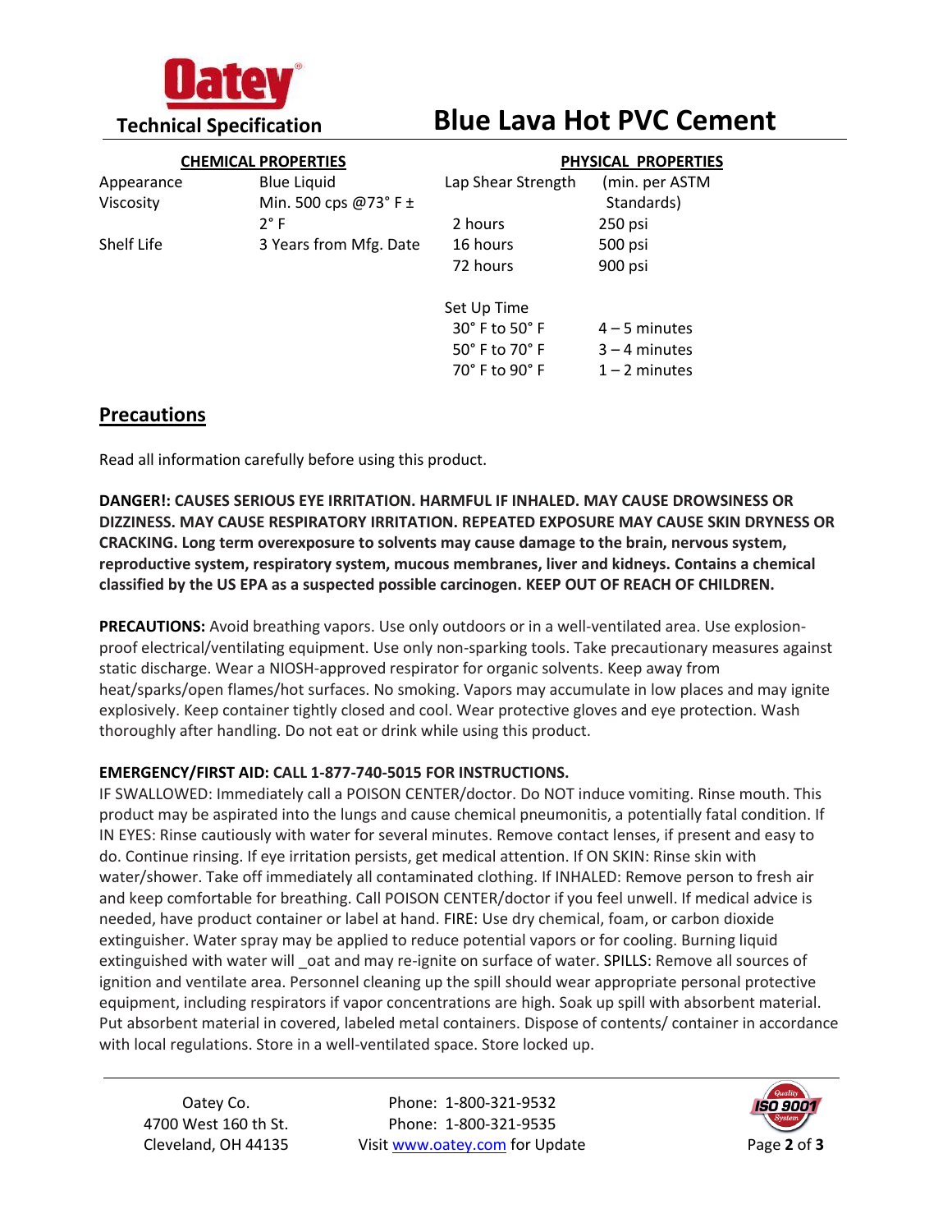**Oatey**

**Technical Specification**

# Blue Lava Hot PVC Cement

| CHEMICAL PROPERTIES | |
|---|---|
| Appearance | Blue Liquid |
| Viscosity | Min. 500 cps @73° F ± 2° F |
| Shelf Life | 3 Years from Mfg. Date |

| PHYSICAL PROPERTIES | |
|---|---|
| Lap Shear Strength | (min. per ASTM Standards) |
| 2 hours | 250 psi |
| 16 hours | 500 psi |
| 72 hours | 900 psi |
| Set Up Time | |
| 30° F to 50° F | 4 – 5 minutes |
| 50° F to 70° F | 3 – 4 minutes |
| 70° F to 90° F | 1 – 2 minutes |

## Precautions

Read all information carefully before using this product.

**DANGER!: CAUSES SERIOUS EYE IRRITATION. HARMFUL IF INHALED. MAY CAUSE DROWSINESS OR DIZZINESS. MAY CAUSE RESPIRATORY IRRITATION. REPEATED EXPOSURE MAY CAUSE SKIN DRYNESS OR CRACKING. Long term overexposure to solvents may cause damage to the brain, nervous system, reproductive system, respiratory system, mucous membranes, liver and kidneys. Contains a chemical classified by the US EPA as a suspected possible carcinogen. KEEP OUT OF REACH OF CHILDREN.**

**PRECAUTIONS:** Avoid breathing vapors. Use only outdoors or in a well-ventilated area. Use explosion-proof electrical/ventilating equipment. Use only non-sparking tools. Take precautionary measures against static discharge. Wear a NIOSH-approved respirator for organic solvents. Keep away from heat/sparks/open flames/hot surfaces. No smoking. Vapors may accumulate in low places and may ignite explosively. Keep container tightly closed and cool. Wear protective gloves and eye protection. Wash thoroughly after handling. Do not eat or drink while using this product.

**EMERGENCY/FIRST AID: CALL 1-877-740-5015 FOR INSTRUCTIONS.**
IF SWALLOWED: Immediately call a POISON CENTER/doctor. Do NOT induce vomiting. Rinse mouth. This product may be aspirated into the lungs and cause chemical pneumonitis, a potentially fatal condition. If IN EYES: Rinse cautiously with water for several minutes. Remove contact lenses, if present and easy to do. Continue rinsing. If eye irritation persists, get medical attention. If ON SKIN: Rinse skin with water/shower. Take off immediately all contaminated clothing. If INHALED: Remove person to fresh air and keep comfortable for breathing. Call POISON CENTER/doctor if you feel unwell. If medical advice is needed, have product container or label at hand. FIRE: Use dry chemical, foam, or carbon dioxide extinguisher. Water spray may be applied to reduce potential vapors or for cooling. Burning liquid extinguished with water will _oat and may re-ignite on surface of water. SPILLS: Remove all sources of ignition and ventilate area. Personnel cleaning up the spill should wear appropriate personal protective equipment, including respirators if vapor concentrations are high. Soak up spill with absorbent material. Put absorbent material in covered, labeled metal containers. Dispose of contents/ container in accordance with local regulations. Store in a well-ventilated space. Store locked up.

Oatey Co.
4700 West 160 th St.
Cleveland, OH 44135

Phone: 1-800-321-9532
Phone: 1-800-321-9535
Visit www.oatey.com for Update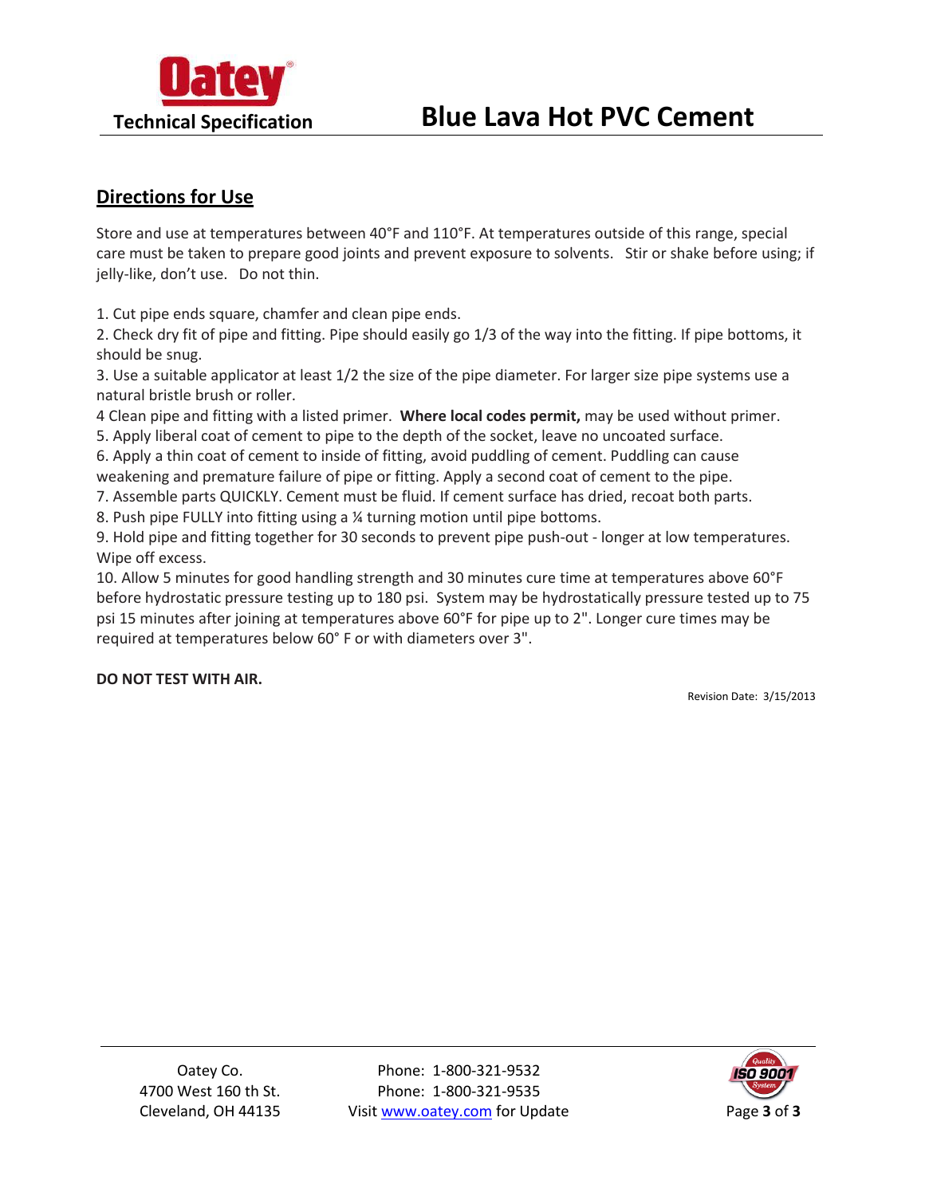# Blue Lava Hot PVC Cement

## Directions for Use

Store and use at temperatures between 40°F and 110°F. At temperatures outside of this range, special care must be taken to prepare good joints and prevent exposure to solvents. Stir or shake before using; if jelly-like, don't use. Do not thin.

1. Cut pipe ends square, chamfer and clean pipe ends.
2. Check dry fit of pipe and fitting. Pipe should easily go 1/3 of the way into the fitting. If pipe bottoms, it should be snug.
3. Use a suitable applicator at least 1/2 the size of the pipe diameter. For larger size pipe systems use a natural bristle brush or roller.
4 Clean pipe and fitting with a listed primer. **Where local codes permit,** may be used without primer.
5. Apply liberal coat of cement to pipe to the depth of the socket, leave no uncoated surface.
6. Apply a thin coat of cement to inside of fitting, avoid puddling of cement. Puddling can cause weakening and premature failure of pipe or fitting. Apply a second coat of cement to the pipe.
7. Assemble parts QUICKLY. Cement must be fluid. If cement surface has dried, recoat both parts.
8. Push pipe FULLY into fitting using a ¼ turning motion until pipe bottoms.
9. Hold pipe and fitting together for 30 seconds to prevent pipe push-out - longer at low temperatures. Wipe off excess.
10. Allow 5 minutes for good handling strength and 30 minutes cure time at temperatures above 60°F before hydrostatic pressure testing up to 180 psi. System may be hydrostatically pressure tested up to 75 psi 15 minutes after joining at temperatures above 60°F for pipe up to 2". Longer cure times may be required at temperatures below 60° F or with diameters over 3".

**DO NOT TEST WITH AIR.**

Revision Date: 3/15/2013

Oatey Co.
4700 West 160 th St.
Cleveland, OH 44135

Phone: 1-800-321-9532
Phone: 1-800-321-9535
Visit www.oatey.com for Update